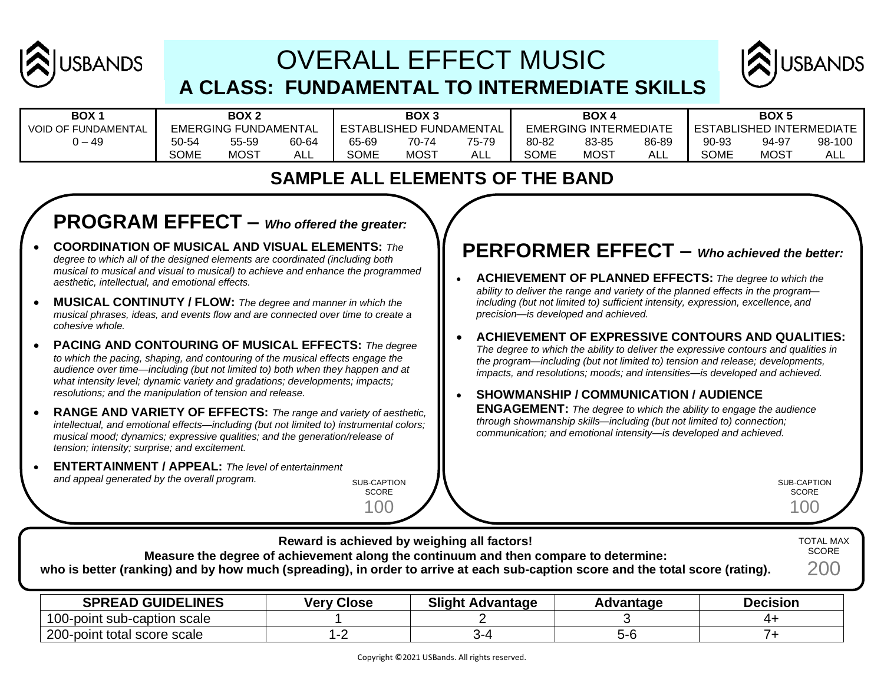# OVERALL EFFECT MUSIC

## A CLASS: FUNDAMENTAL TO INTERMEDIATE SKILLS

| BOX 1 | BOX 2 | | | BOX 3 | | | BOX 4 | | | BOX 5 | | |
|---|---|---|---|---|---|---|---|---|---|---|---|---|
| VOID OF FUNDAMENTAL | EMERGING FUNDAMENTAL | | | ESTABLISHED FUNDAMENTAL | | | EMERGING INTERMEDIATE | | | ESTABLISHED INTERMEDIATE | | |
| 0 – 49 | 50-54 | 55-59 | 60-64 | 65-69 | 70-74 | 75-79 | 80-82 | 83-85 | 86-89 | 90-93 | 94-97 | 98-100 |
| | SOME | MOST | ALL | SOME | MOST | ALL | SOME | MOST | ALL | SOME | MOST | ALL |

## SAMPLE ALL ELEMENTS OF THE BAND

### PROGRAM EFFECT – *Who offered the greater:*

- **COORDINATION OF MUSICAL AND VISUAL ELEMENTS:** *The degree to which all of the designed elements are coordinated (including both musical to musical and visual to musical) to achieve and enhance the programmed aesthetic, intellectual, and emotional effects.*
- **MUSICAL CONTINUTY / FLOW:** *The degree and manner in which the musical phrases, ideas, and events flow and are connected over time to create a cohesive whole.*
- **PACING AND CONTOURING OF MUSICAL EFFECTS:** *The degree to which the pacing, shaping, and contouring of the musical effects engage the audience over time—including (but not limited to) both when they happen and at what intensity level; dynamic variety and gradations; developments; impacts; resolutions; and the manipulation of tension and release.*
- **RANGE AND VARIETY OF EFFECTS:** *The range and variety of aesthetic, intellectual, and emotional effects—including (but not limited to) instrumental colors; musical mood; dynamics; expressive qualities; and the generation/release of tension; intensity; surprise; and excitement.*
- **ENTERTAINMENT / APPEAL:** *The level of entertainment and appeal generated by the overall program.*

SUB-CAPTION SCORE 100

### PERFORMER EFFECT – *Who achieved the better:*

- **ACHIEVEMENT OF PLANNED EFFECTS:** *The degree to which the ability to deliver the range and variety of the planned effects in the program—including (but not limited to) sufficient intensity, expression, excellence, and precision—is developed and achieved.*
- **ACHIEVEMENT OF EXPRESSIVE CONTOURS AND QUALITIES:** *The degree to which the ability to deliver the expressive contours and qualities in the program—including (but not limited to) tension and release; developments, impacts, and resolutions; moods; and intensities—is developed and achieved.*
- **SHOWMANSHIP / COMMUNICATION / AUDIENCE ENGAGEMENT:** *The degree to which the ability to engage the audience through showmanship skills—including (but not limited to) connection; communication; and emotional intensity—is developed and achieved.*

SUB-CAPTION SCORE 100

**Reward is achieved by weighing all factors!**
**Measure the degree of achievement along the continuum and then compare to determine:**
**who is better (ranking) and by how much (spreading), in order to arrive at each sub-caption score and the total score (rating).**

TOTAL MAX SCORE 200

| SPREAD GUIDELINES | Very Close | Slight Advantage | Advantage | Decision |
|---|---|---|---|---|
| 100-point sub-caption scale | 1 | 2 | 3 | 4+ |
| 200-point total score scale | 1-2 | 3-4 | 5-6 | 7+ |

Copyright ©2021 USBands. All rights reserved.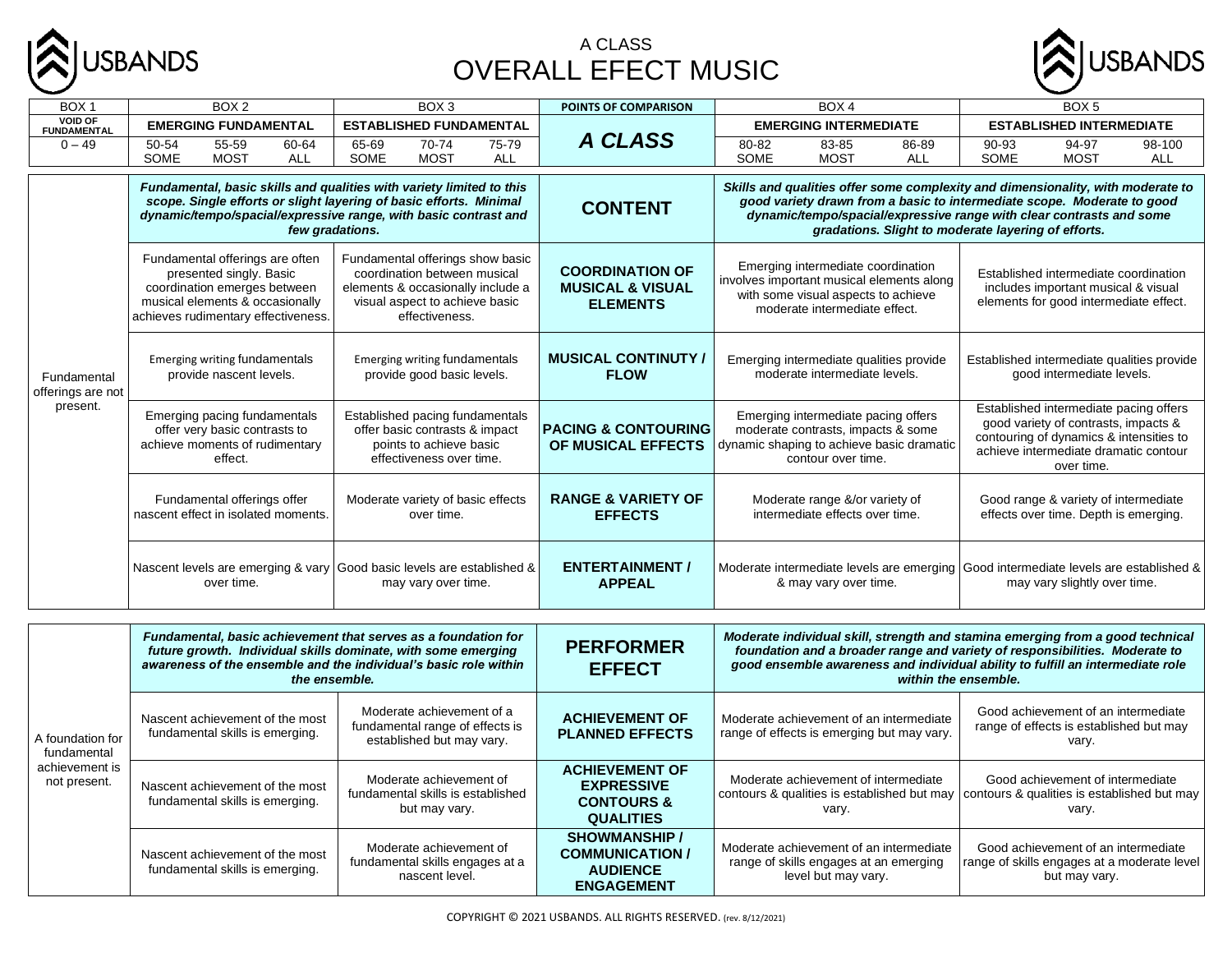# A CLASS
# OVERALL EFECT MUSIC

| BOX 1 | BOX 2 | | | BOX 3 | | | POINTS OF COMPARISON | BOX 4 | | | BOX 5 | | |
|---|---|---|---|---|---|---|---|---|---|---|---|---|---|
| **VOID OF FUNDAMENTAL** | **EMERGING FUNDAMENTAL** | | | **ESTABLISHED FUNDAMENTAL** | | | ***A CLASS*** | **EMERGING INTERMEDIATE** | | | **ESTABLISHED INTERMEDIATE** | | |
| 0 – 49 | 50-54 SOME | 55-59 MOST | 60-64 ALL | 65-69 SOME | 70-74 MOST | 75-79 ALL | | 80-82 SOME | 83-85 MOST | 86-89 ALL | 90-93 SOME | 94-97 MOST | 98-100 ALL |

| | BOX 2 | BOX 3 | | BOX 4 | BOX 5 |
|---|---|---|---|---|---|
| | ***Fundamental, basic skills and qualities with variety limited to this scope. Single efforts or slight layering of basic efforts. Minimal dynamic/tempo/spacial/expressive range, with basic contrast and few gradations.*** | | **CONTENT** | ***Skills and qualities offer some complexity and dimensionality, with moderate to good variety drawn from a basic to intermediate scope. Moderate to good dynamic/tempo/spacial/expressive range with clear contrasts and some gradations. Slight to moderate layering of efforts.*** | |
| Fundamental offerings are not present. | Fundamental offerings are often presented singly. Basic coordination emerges between musical elements & occasionally achieves rudimentary effectiveness. | Fundamental offerings show basic coordination between musical elements & occasionally include a visual aspect to achieve basic effectiveness. | **COORDINATION OF MUSICAL & VISUAL ELEMENTS** | Emerging intermediate coordination involves important musical elements along with some visual aspects to achieve moderate intermediate effect. | Established intermediate coordination includes important musical & visual elements for good intermediate effect. |
| | Emerging writing fundamentals provide nascent levels. | Emerging writing fundamentals provide good basic levels. | **MUSICAL CONTINUTY / FLOW** | Emerging intermediate qualities provide moderate intermediate levels. | Established intermediate qualities provide good intermediate levels. |
| | Emerging pacing fundamentals offer very basic contrasts to achieve moments of rudimentary effect. | Established pacing fundamentals offer basic contrasts & impact points to achieve basic effectiveness over time. | **PACING & CONTOURING OF MUSICAL EFFECTS** | Emerging intermediate pacing offers moderate contrasts, impacts & some dynamic shaping to achieve basic dramatic contour over time. | Established intermediate pacing offers good variety of contrasts, impacts & contouring of dynamics & intensities to achieve intermediate dramatic contour over time. |
| | Fundamental offerings offer nascent effect in isolated moments. | Moderate variety of basic effects over time. | **RANGE & VARIETY OF EFFECTS** | Moderate range &/or variety of intermediate effects over time. | Good range & variety of intermediate effects over time. Depth is emerging. |
| | Nascent levels are emerging & vary over time. | Good basic levels are established & may vary over time. | **ENTERTAINMENT / APPEAL** | Moderate intermediate levels are emerging & may vary over time. | Good intermediate levels are established & may vary slightly over time. |

| | BOX 2 | BOX 3 | | BOX 4 | BOX 5 |
|---|---|---|---|---|---|
| | ***Fundamental, basic achievement that serves as a foundation for future growth. Individual skills dominate, with some emerging awareness of the ensemble and the individual's basic role within the ensemble.*** | | **PERFORMER EFFECT** | ***Moderate individual skill, strength and stamina emerging from a good technical foundation and a broader range and variety of responsibilities. Moderate to good ensemble awareness and individual ability to fulfill an intermediate role within the ensemble.*** | |
| A foundation for fundamental achievement is not present. | Nascent achievement of the most fundamental skills is emerging. | Moderate achievement of a fundamental range of effects is established but may vary. | **ACHIEVEMENT OF PLANNED EFFECTS** | Moderate achievement of an intermediate range of effects is emerging but may vary. | Good achievement of an intermediate range of effects is established but may vary. |
| | Nascent achievement of the most fundamental skills is emerging. | Moderate achievement of fundamental skills is established but may vary. | **ACHIEVEMENT OF EXPRESSIVE CONTOURS & QUALITIES** | Moderate achievement of intermediate contours & qualities is established but may vary. | Good achievement of intermediate contours & qualities is established but may vary. |
| | Nascent achievement of the most fundamental skills is emerging. | Moderate achievement of fundamental skills engages at a nascent level. | **SHOWMANSHIP / COMMUNICATION / AUDIENCE ENGAGEMENT** | Moderate achievement of an intermediate range of skills engages at an emerging level but may vary. | Good achievement of an intermediate range of skills engages at a moderate level but may vary. |

COPYRIGHT © 2021 USBANDS. ALL RIGHTS RESERVED. (rev. 8/12/2021)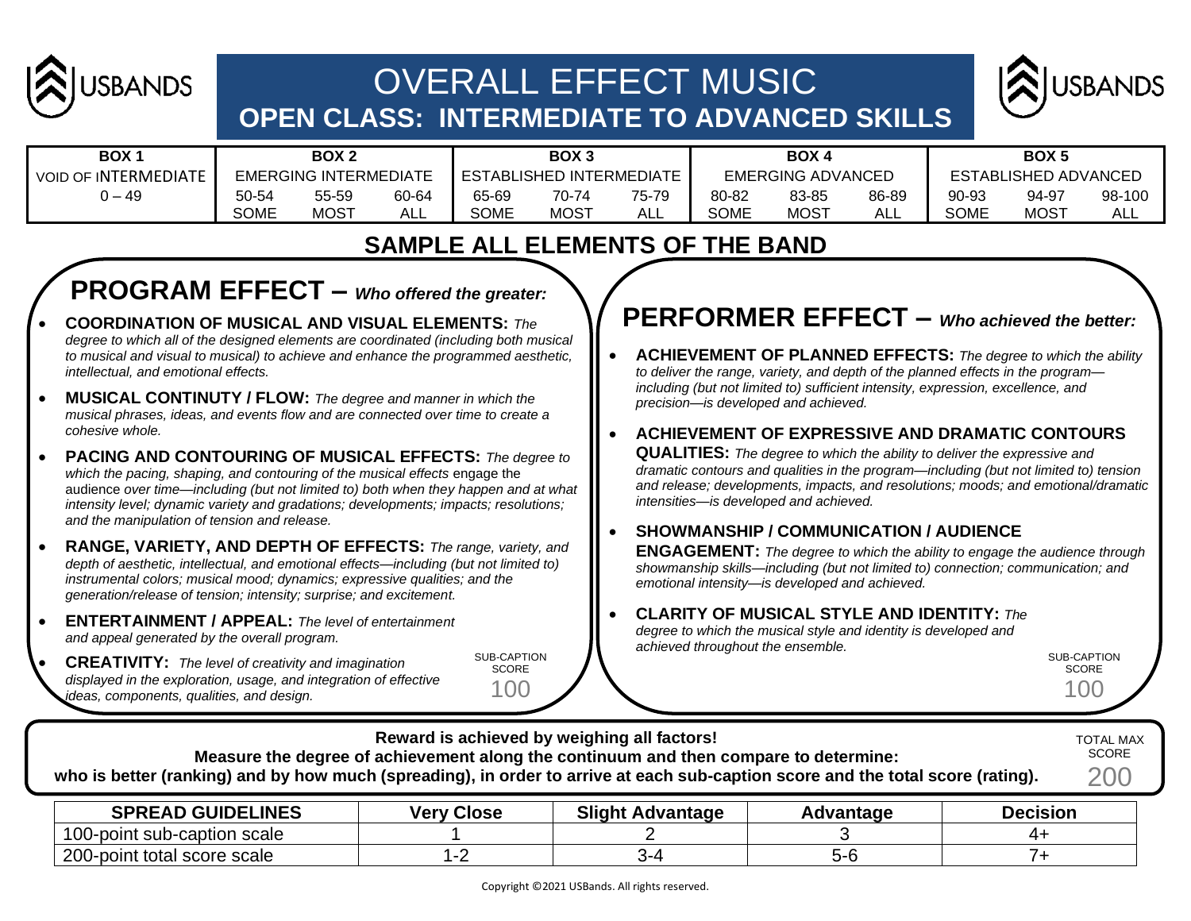# OVERALL EFFECT MUSIC

## OPEN CLASS: INTERMEDIATE TO ADVANCED SKILLS

| BOX 1 | BOX 2 | | | BOX 3 | | | BOX 4 | | | BOX 5 | | |
|---|---|---|---|---|---|---|---|---|---|---|---|---|
| VOID OF INTERMEDIATE | EMERGING INTERMEDIATE | | | ESTABLISHED INTERMEDIATE | | | EMERGING ADVANCED | | | ESTABLISHED ADVANCED | | |
| 0 – 49 | 50-54 SOME | 55-59 MOST | 60-64 ALL | 65-69 SOME | 70-74 MOST | 75-79 ALL | 80-82 SOME | 83-85 MOST | 86-89 ALL | 90-93 SOME | 94-97 MOST | 98-100 ALL |

## SAMPLE ALL ELEMENTS OF THE BAND

### PROGRAM EFFECT – *Who offered the greater:*

- **COORDINATION OF MUSICAL AND VISUAL ELEMENTS:** *The degree to which all of the designed elements are coordinated (including both musical to musical and visual to musical) to achieve and enhance the programmed aesthetic, intellectual, and emotional effects.*
- **MUSICAL CONTINUTY / FLOW:** *The degree and manner in which the musical phrases, ideas, and events flow and are connected over time to create a cohesive whole.*
- **PACING AND CONTOURING OF MUSICAL EFFECTS:** *The degree to which the pacing, shaping, and contouring of the musical effects* engage the audience *over time—including (but not limited to) both when they happen and at what intensity level; dynamic variety and gradations; developments; impacts; resolutions; and the manipulation of tension and release.*
- **RANGE, VARIETY, AND DEPTH OF EFFECTS:** *The range, variety, and depth of aesthetic, intellectual, and emotional effects—including (but not limited to) instrumental colors; musical mood; dynamics; expressive qualities; and the generation/release of tension; intensity; surprise; and excitement.*
- **ENTERTAINMENT / APPEAL:** *The level of entertainment and appeal generated by the overall program.*
- **CREATIVITY:** *The level of creativity and imagination displayed in the exploration, usage, and integration of effective ideas, components, qualities, and design.*

SUB-CAPTION SCORE 100

### PERFORMER EFFECT – *Who achieved the better:*

- **ACHIEVEMENT OF PLANNED EFFECTS:** *The degree to which the ability to deliver the range, variety, and depth of the planned effects in the program—including (but not limited to) sufficient intensity, expression, excellence, and precision—is developed and achieved.*
- **ACHIEVEMENT OF EXPRESSIVE AND DRAMATIC CONTOURS QUALITIES:** *The degree to which the ability to deliver the expressive and dramatic contours and qualities in the program—including (but not limited to) tension and release; developments, impacts, and resolutions; moods; and emotional/dramatic intensities—is developed and achieved.*
- **SHOWMANSHIP / COMMUNICATION / AUDIENCE ENGAGEMENT:** *The degree to which the ability to engage the audience through showmanship skills—including (but not limited to) connection; communication; and emotional intensity—is developed and achieved.*
- **CLARITY OF MUSICAL STYLE AND IDENTITY:** *The degree to which the musical style and identity is developed and achieved throughout the ensemble.*

SUB-CAPTION SCORE 100

**Reward is achieved by weighing all factors!**
**Measure the degree of achievement along the continuum and then compare to determine:**
**who is better (ranking) and by how much (spreading), in order to arrive at each sub-caption score and the total score (rating).**

TOTAL MAX SCORE 200

| SPREAD GUIDELINES | Very Close | Slight Advantage | Advantage | Decision |
|---|---|---|---|---|
| 100-point sub-caption scale | 1 | 2 | 3 | 4+ |
| 200-point total score scale | 1-2 | 3-4 | 5-6 | 7+ |

Copyright ©2021 USBands. All rights reserved.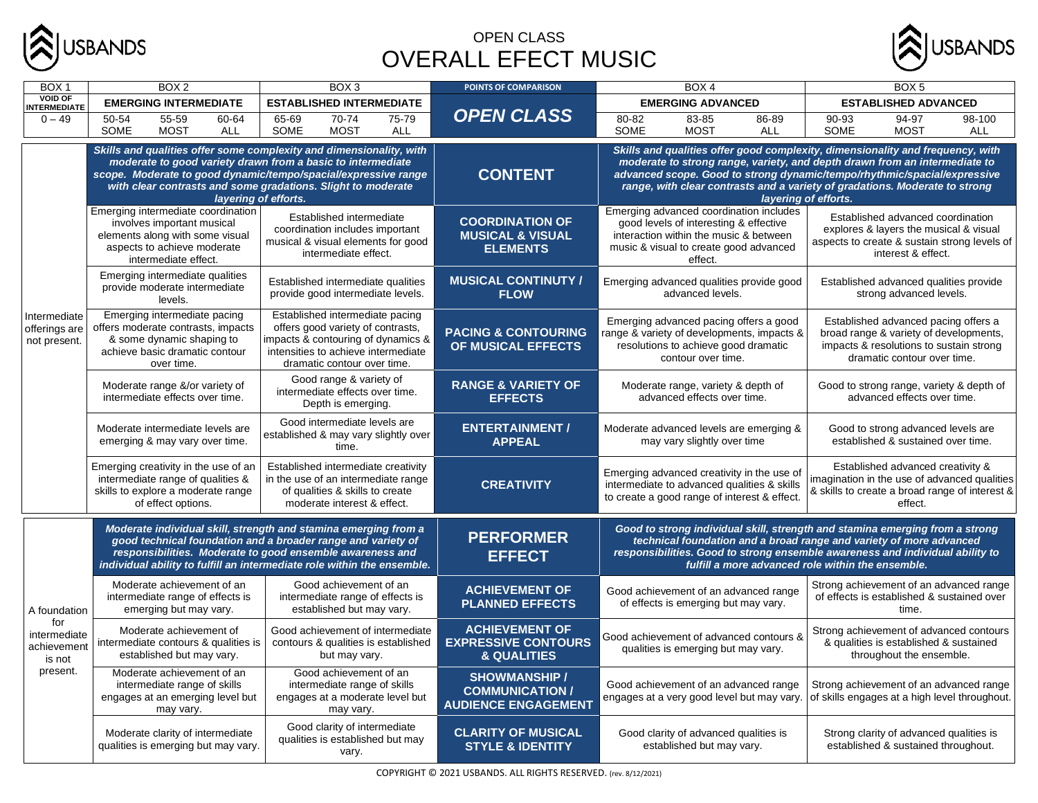OPEN CLASS

# OVERALL EFECT MUSIC

| BOX 1 | BOX 2 | | | BOX 3 | | | POINTS OF COMPARISON | BOX 4 | | | BOX 5 | | |
|---|---|---|---|---|---|---|---|---|---|---|---|---|---|
| VOID OF INTERMEDIATE | EMERGING INTERMEDIATE | | | ESTABLISHED INTERMEDIATE | | | OPEN CLASS | EMERGING ADVANCED | | | ESTABLISHED ADVANCED | | |
| 0 – 49 | 50-54 SOME | 55-59 MOST | 60-64 ALL | 65-69 SOME | 70-74 MOST | 75-79 ALL | | 80-82 SOME | 83-85 MOST | 86-89 ALL | 90-93 SOME | 94-97 MOST | 98-100 ALL |

| Box 1 | Box 2 | Box 3 | Points of Comparison | Box 4 | Box 5 |
|---|---|---|---|---|---|
| Intermediate offerings are not present. | ***Skills and qualities offer some complexity and dimensionality, with moderate to good variety drawn from a basic to intermediate scope. Moderate to good dynamic/tempo/spacial/expressive range with clear contrasts and some gradations. Slight to moderate layering of efforts.*** | | **CONTENT** | ***Skills and qualities offer good complexity, dimensionality and frequency, with moderate to strong range, variety, and depth drawn from an intermediate to advanced scope. Good to strong dynamic/tempo/rhythmic/spacial/expressive range, with clear contrasts and a variety of gradations. Moderate to strong layering of efforts.*** | |
| | Emerging intermediate coordination involves important musical elements along with some visual aspects to achieve moderate intermediate effect. | Established intermediate coordination includes important musical & visual elements for good intermediate effect. | **COORDINATION OF MUSICAL & VISUAL ELEMENTS** | Emerging advanced coordination includes good levels of interesting & effective interaction within the music & between music & visual to create good advanced effect. | Established advanced coordination explores & layers the musical & visual aspects to create & sustain strong levels of interest & effect. |
| | Emerging intermediate qualities provide moderate intermediate levels. | Established intermediate qualities provide good intermediate levels. | **MUSICAL CONTINUTY / FLOW** | Emerging advanced qualities provide good advanced levels. | Established advanced qualities provide strong advanced levels. |
| | Emerging intermediate pacing offers moderate contrasts, impacts & some dynamic shaping to achieve basic dramatic contour over time. | Established intermediate pacing offers good variety of contrasts, impacts & contouring of dynamics & intensities to achieve intermediate dramatic contour over time. | **PACING & CONTOURING OF MUSICAL EFFECTS** | Emerging advanced pacing offers a good range & variety of developments, impacts & resolutions to achieve good dramatic contour over time. | Established advanced pacing offers a broad range & variety of developments, impacts & resolutions to sustain strong dramatic contour over time. |
| | Moderate range &/or variety of intermediate effects over time. | Good range & variety of intermediate effects over time. Depth is emerging. | **RANGE & VARIETY OF EFFECTS** | Moderate range, variety & depth of advanced effects over time. | Good to strong range, variety & depth of advanced effects over time. |
| | Moderate intermediate levels are emerging & may vary over time. | Good intermediate levels are established & may vary slightly over time. | **ENTERTAINMENT / APPEAL** | Moderate advanced levels are emerging & may vary slightly over time | Good to strong advanced levels are established & sustained over time. |
| | Emerging creativity in the use of an intermediate range of qualities & skills to explore a moderate range of effect options. | Established intermediate creativity in the use of an intermediate range of qualities & skills to create moderate interest & effect. | **CREATIVITY** | Emerging advanced creativity in the use of intermediate to advanced qualities & skills to create a good range of interest & effect. | Established advanced creativity & imagination in the use of advanced qualities & skills to create a broad range of interest & effect. |
| A foundation for intermediate achievement is not present. | ***Moderate individual skill, strength and stamina emerging from a good technical foundation and a broader range and variety of responsibilities. Moderate to good ensemble awareness and individual ability to fulfill an intermediate role within the ensemble.*** | | **PERFORMER EFFECT** | ***Good to strong individual skill, strength and stamina emerging from a strong technical foundation and a broad range and variety of more advanced responsibilities. Good to strong ensemble awareness and individual ability to fulfill a more advanced role within the ensemble.*** | |
| | Moderate achievement of an intermediate range of effects is emerging but may vary. | Good achievement of an intermediate range of effects is established but may vary. | **ACHIEVEMENT OF PLANNED EFFECTS** | Good achievement of an advanced range of effects is emerging but may vary. | Strong achievement of an advanced range of effects is established & sustained over time. |
| | Moderate achievement of intermediate contours & qualities is established but may vary. | Good achievement of intermediate contours & qualities is established but may vary. | **ACHIEVEMENT OF EXPRESSIVE CONTOURS & QUALITIES** | Good achievement of advanced contours & qualities is emerging but may vary. | Strong achievement of advanced contours & qualities is established & sustained throughout the ensemble. |
| | Moderate achievement of an intermediate range of skills engages at an emerging level but may vary. | Good achievement of an intermediate range of skills engages at a moderate level but may vary. | **SHOWMANSHIP / COMMUNICATION / AUDIENCE ENGAGEMENT** | Good achievement of an advanced range engages at a very good level but may vary. | Strong achievement of an advanced range of skills engages at a high level throughout. |
| | Moderate clarity of intermediate qualities is emerging but may vary. | Good clarity of intermediate qualities is established but may vary. | **CLARITY OF MUSICAL STYLE & IDENTITY** | Good clarity of advanced qualities is established but may vary. | Strong clarity of advanced qualities is established & sustained throughout. |

COPYRIGHT © 2021 USBANDS. ALL RIGHTS RESERVED. (rev. 8/12/2021)